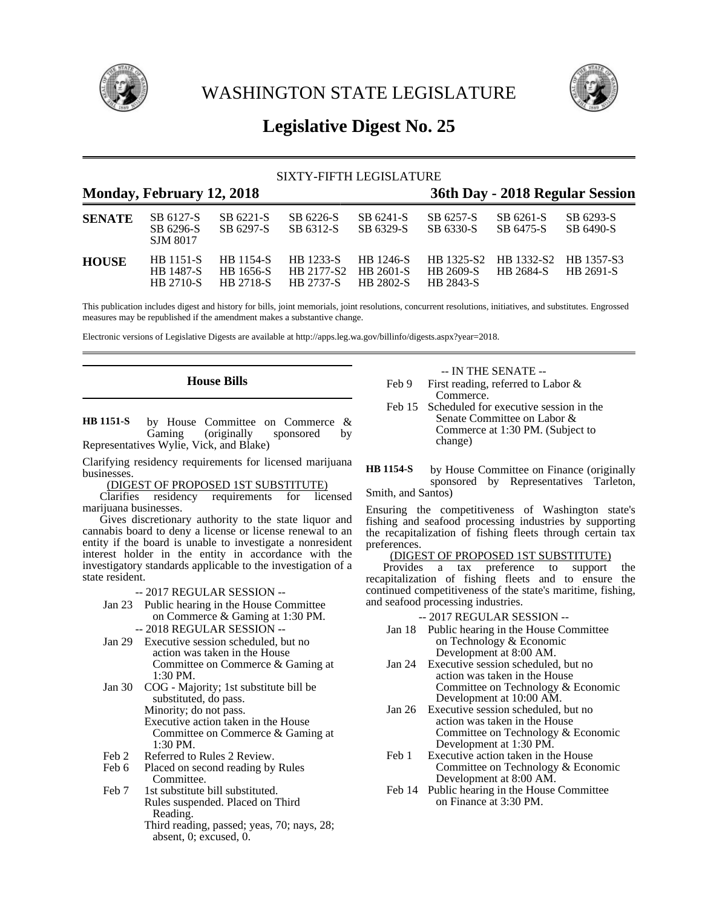# WASHINGTON STATE LEGISLATURE

## Legislative Digest No. 25

SIXTY-FIFTH LEGISLATURE

**Monday, February 12, 2018** **36th Day - 2018 Regular Session**

| | | | | | | | |
|---|---|---|---|---|---|---|---|
| **SENATE** | SB 6127-S | SB 6221-S | SB 6226-S | SB 6241-S | SB 6257-S | SB 6261-S | SB 6293-S |
| | SB 6296-S | SB 6297-S | SB 6312-S | SB 6329-S | SB 6330-S | SB 6475-S | SB 6490-S |
| | SJM 8017 | | | | | | |
| **HOUSE** | HB 1151-S | HB 1154-S | HB 1233-S | HB 1246-S | HB 1325-S2 | HB 1332-S2 | HB 1357-S3 |
| | HB 1487-S | HB 1656-S | HB 2177-S2 | HB 2601-S | HB 2609-S | HB 2684-S | HB 2691-S |
| | HB 2710-S | HB 2718-S | HB 2737-S | HB 2802-S | HB 2843-S | | |

This publication includes digest and history for bills, joint memorials, joint resolutions, concurrent resolutions, initiatives, and substitutes. Engrossed measures may be republished if the amendment makes a substantive change.

Electronic versions of Legislative Digests are available at http://apps.leg.wa.gov/billinfo/digests.aspx?year=2018.

### House Bills

**HB 1151-S** by House Committee on Commerce & Gaming (originally sponsored by Representatives Wylie, Vick, and Blake)

Clarifying residency requirements for licensed marijuana businesses.

(DIGEST OF PROPOSED 1ST SUBSTITUTE)

Clarifies residency requirements for licensed marijuana businesses.

Gives discretionary authority to the state liquor and cannabis board to deny a license or license renewal to an entity if the board is unable to investigate a nonresident interest holder in the entity in accordance with the investigatory standards applicable to the investigation of a state resident.

-- 2017 REGULAR SESSION --

Jan 23 Public hearing in the House Committee on Commerce & Gaming at 1:30 PM.

-- 2018 REGULAR SESSION --

Jan 29 Executive session scheduled, but no action was taken in the House Committee on Commerce & Gaming at 1:30 PM.

Jan 30 COG - Majority; 1st substitute bill be substituted, do pass.
Minority; do not pass.
Executive action taken in the House Committee on Commerce & Gaming at 1:30 PM.

Feb 2 Referred to Rules 2 Review.

Feb 6 Placed on second reading by Rules Committee.

Feb 7 1st substitute bill substituted.
Rules suspended. Placed on Third Reading.
Third reading, passed; yeas, 70; nays, 28; absent, 0; excused, 0.

-- IN THE SENATE --

Feb 9 First reading, referred to Labor & Commerce.

Feb 15 Scheduled for executive session in the Senate Committee on Labor & Commerce at 1:30 PM. (Subject to change)

**HB 1154-S** by House Committee on Finance (originally sponsored by Representatives Tarleton, Smith, and Santos)

Ensuring the competitiveness of Washington state's fishing and seafood processing industries by supporting the recapitalization of fishing fleets through certain tax preferences.

(DIGEST OF PROPOSED 1ST SUBSTITUTE)

Provides a tax preference to support the recapitalization of fishing fleets and to ensure the continued competitiveness of the state's maritime, fishing, and seafood processing industries.

-- 2017 REGULAR SESSION --

Jan 18 Public hearing in the House Committee on Technology & Economic Development at 8:00 AM.

Jan 24 Executive session scheduled, but no action was taken in the House Committee on Technology & Economic Development at 10:00 AM.

Jan 26 Executive session scheduled, but no action was taken in the House Committee on Technology & Economic Development at 1:30 PM.

Feb 1 Executive action taken in the House Committee on Technology & Economic Development at 8:00 AM.

Feb 14 Public hearing in the House Committee on Finance at 3:30 PM.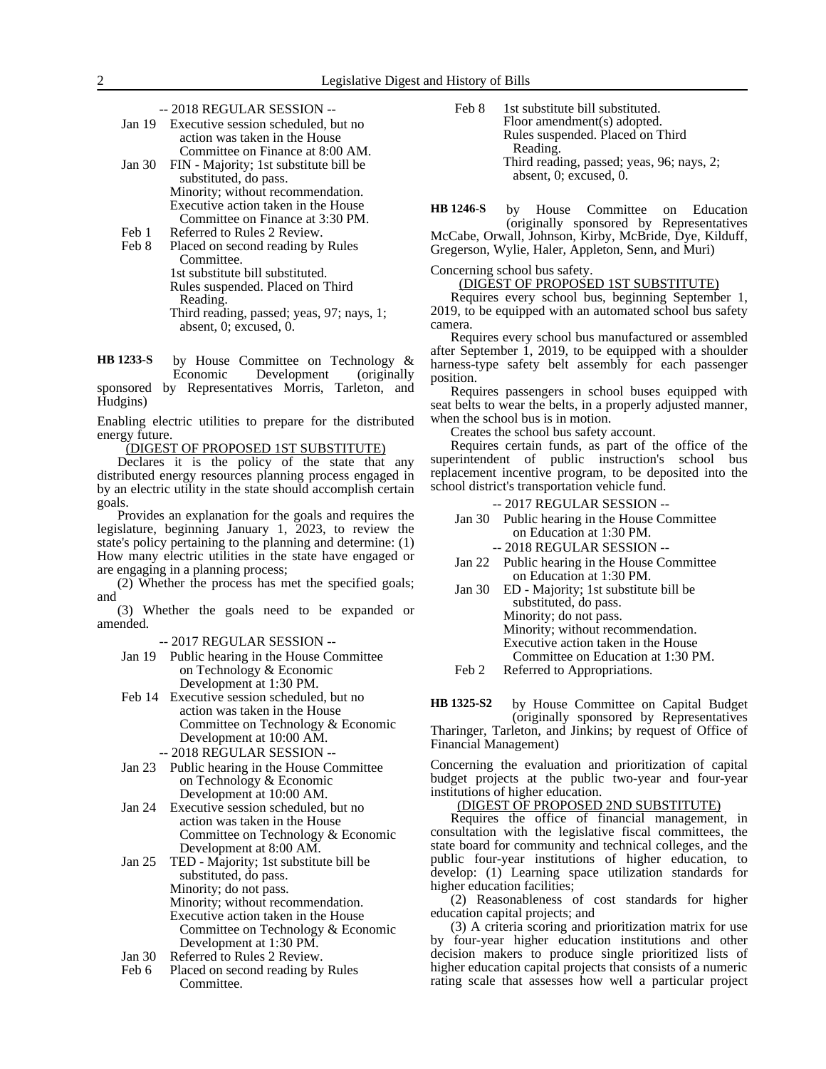-- 2018 REGULAR SESSION --

Jan 19 Executive session scheduled, but no action was taken in the House Committee on Finance at 8:00 AM.

Jan 30 FIN - Majority; 1st substitute bill be substituted, do pass.
Minority; without recommendation.
Executive action taken in the House Committee on Finance at 3:30 PM.

Feb 1 Referred to Rules 2 Review.

Feb 8 Placed on second reading by Rules Committee.
1st substitute bill substituted.
Rules suspended. Placed on Third Reading.
Third reading, passed; yeas, 97; nays, 1; absent, 0; excused, 0.

**HB 1233-S** by House Committee on Technology & Economic Development (originally sponsored by Representatives Morris, Tarleton, and Hudgins)

Enabling electric utilities to prepare for the distributed energy future.

(DIGEST OF PROPOSED 1ST SUBSTITUTE)

Declares it is the policy of the state that any distributed energy resources planning process engaged in by an electric utility in the state should accomplish certain goals.

Provides an explanation for the goals and requires the legislature, beginning January 1, 2023, to review the state's policy pertaining to the planning and determine: (1) How many electric utilities in the state have engaged or are engaging in a planning process;

(2) Whether the process has met the specified goals; and

(3) Whether the goals need to be expanded or amended.

-- 2017 REGULAR SESSION --

Jan 19 Public hearing in the House Committee on Technology & Economic Development at 1:30 PM.

Feb 14 Executive session scheduled, but no action was taken in the House Committee on Technology & Economic Development at 10:00 AM.

-- 2018 REGULAR SESSION --

Jan 23 Public hearing in the House Committee on Technology & Economic Development at 10:00 AM.

Jan 24 Executive session scheduled, but no action was taken in the House Committee on Technology & Economic Development at 8:00 AM.

Jan 25 TED - Majority; 1st substitute bill be substituted, do pass.
Minority; do not pass.
Minority; without recommendation.
Executive action taken in the House Committee on Technology & Economic Development at 1:30 PM.

Jan 30 Referred to Rules 2 Review.

Feb 6 Placed on second reading by Rules Committee.

Feb 8 1st substitute bill substituted.
Floor amendment(s) adopted.
Rules suspended. Placed on Third Reading.
Third reading, passed; yeas, 96; nays, 2; absent, 0; excused, 0.

**HB 1246-S** by House Committee on Education (originally sponsored by Representatives McCabe, Orwall, Johnson, Kirby, McBride, Dye, Kilduff, Gregerson, Wylie, Haler, Appleton, Senn, and Muri)

Concerning school bus safety.

(DIGEST OF PROPOSED 1ST SUBSTITUTE)

Requires every school bus, beginning September 1, 2019, to be equipped with an automated school bus safety camera.

Requires every school bus manufactured or assembled after September 1, 2019, to be equipped with a shoulder harness-type safety belt assembly for each passenger position.

Requires passengers in school buses equipped with seat belts to wear the belts, in a properly adjusted manner, when the school bus is in motion.

Creates the school bus safety account.

Requires certain funds, as part of the office of the superintendent of public instruction's school bus replacement incentive program, to be deposited into the school district's transportation vehicle fund.

-- 2017 REGULAR SESSION --

Jan 30 Public hearing in the House Committee on Education at 1:30 PM.

-- 2018 REGULAR SESSION --

Jan 22 Public hearing in the House Committee on Education at 1:30 PM.

Jan 30 ED - Majority; 1st substitute bill be substituted, do pass.
Minority; do not pass.
Minority; without recommendation.
Executive action taken in the House Committee on Education at 1:30 PM.

Feb 2 Referred to Appropriations.

**HB 1325-S2** by House Committee on Capital Budget (originally sponsored by Representatives Tharinger, Tarleton, and Jinkins; by request of Office of Financial Management)

Concerning the evaluation and prioritization of capital budget projects at the public two-year and four-year institutions of higher education.

(DIGEST OF PROPOSED 2ND SUBSTITUTE)

Requires the office of financial management, in consultation with the legislative fiscal committees, the state board for community and technical colleges, and the public four-year institutions of higher education, to develop: (1) Learning space utilization standards for higher education facilities;

(2) Reasonableness of cost standards for higher education capital projects; and

(3) A criteria scoring and prioritization matrix for use by four-year higher education institutions and other decision makers to produce single prioritized lists of higher education capital projects that consists of a numeric rating scale that assesses how well a particular project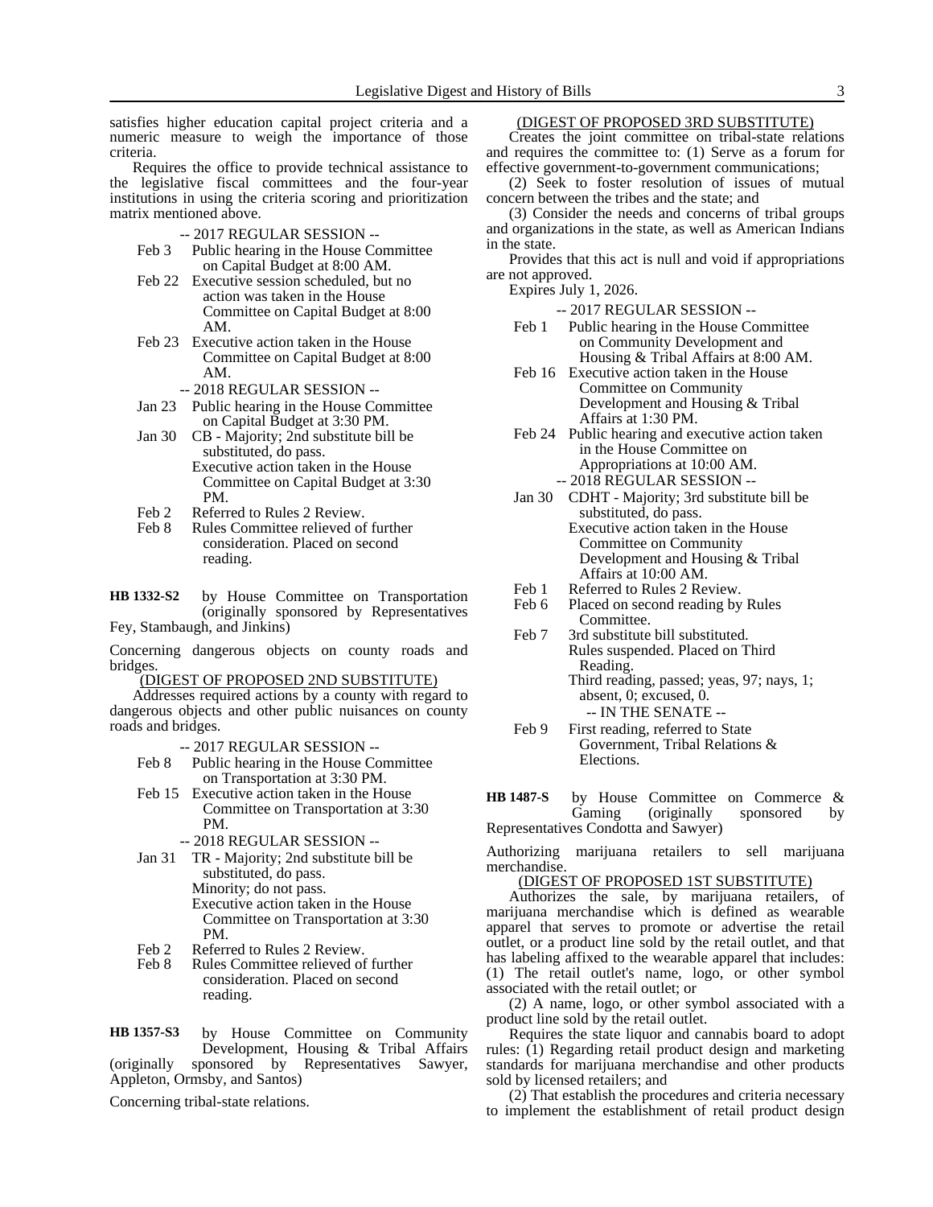satisfies higher education capital project criteria and a numeric measure to weigh the importance of those criteria.

Requires the office to provide technical assistance to the legislative fiscal committees and the four-year institutions in using the criteria scoring and prioritization matrix mentioned above.

-- 2017 REGULAR SESSION --

Feb 3 Public hearing in the House Committee on Capital Budget at 8:00 AM.

Feb 22 Executive session scheduled, but no action was taken in the House Committee on Capital Budget at 8:00 AM.

Feb 23 Executive action taken in the House Committee on Capital Budget at 8:00 AM.

-- 2018 REGULAR SESSION --

Jan 23 Public hearing in the House Committee on Capital Budget at 3:30 PM.

Jan 30 CB - Majority; 2nd substitute bill be substituted, do pass.
Executive action taken in the House Committee on Capital Budget at 3:30 PM.

Feb 2 Referred to Rules 2 Review.

Feb 8 Rules Committee relieved of further consideration. Placed on second reading.

**HB 1332-S2** by House Committee on Transportation (originally sponsored by Representatives Fey, Stambaugh, and Jinkins)

Concerning dangerous objects on county roads and bridges.

(DIGEST OF PROPOSED 2ND SUBSTITUTE)

Addresses required actions by a county with regard to dangerous objects and other public nuisances on county roads and bridges.

-- 2017 REGULAR SESSION --

Feb 8 Public hearing in the House Committee on Transportation at 3:30 PM.

Feb 15 Executive action taken in the House Committee on Transportation at 3:30 PM.

-- 2018 REGULAR SESSION --

Jan 31 TR - Majority; 2nd substitute bill be substituted, do pass.
Minority; do not pass.
Executive action taken in the House Committee on Transportation at 3:30 PM.

Feb 2 Referred to Rules 2 Review.

Feb 8 Rules Committee relieved of further consideration. Placed on second reading.

**HB 1357-S3** by House Committee on Community Development, Housing & Tribal Affairs (originally sponsored by Representatives Sawyer, Appleton, Ormsby, and Santos)

Concerning tribal-state relations.

(DIGEST OF PROPOSED 3RD SUBSTITUTE)

Creates the joint committee on tribal-state relations and requires the committee to: (1) Serve as a forum for effective government-to-government communications;

(2) Seek to foster resolution of issues of mutual concern between the tribes and the state; and

(3) Consider the needs and concerns of tribal groups and organizations in the state, as well as American Indians in the state.

Provides that this act is null and void if appropriations are not approved.

Expires July 1, 2026.

-- 2017 REGULAR SESSION --

Feb 1 Public hearing in the House Committee on Community Development and Housing & Tribal Affairs at 8:00 AM.

Feb 16 Executive action taken in the House Committee on Community Development and Housing & Tribal Affairs at 1:30 PM.

Feb 24 Public hearing and executive action taken in the House Committee on Appropriations at 10:00 AM.

-- 2018 REGULAR SESSION --

Jan 30 CDHT - Majority; 3rd substitute bill be substituted, do pass.
Executive action taken in the House Committee on Community Development and Housing & Tribal Affairs at 10:00 AM.

Feb 1 Referred to Rules 2 Review.

Feb 6 Placed on second reading by Rules Committee.

Feb 7 3rd substitute bill substituted.
Rules suspended. Placed on Third Reading.
Third reading, passed; yeas, 97; nays, 1; absent, 0; excused, 0.

-- IN THE SENATE --

Feb 9 First reading, referred to State Government, Tribal Relations & Elections.

**HB 1487-S** by House Committee on Commerce & Gaming (originally sponsored by Representatives Condotta and Sawyer)

Authorizing marijuana retailers to sell marijuana merchandise.

(DIGEST OF PROPOSED 1ST SUBSTITUTE)

Authorizes the sale, by marijuana retailers, of marijuana merchandise which is defined as wearable apparel that serves to promote or advertise the retail outlet, or a product line sold by the retail outlet, and that has labeling affixed to the wearable apparel that includes: (1) The retail outlet's name, logo, or other symbol associated with the retail outlet; or

(2) A name, logo, or other symbol associated with a product line sold by the retail outlet.

Requires the state liquor and cannabis board to adopt rules: (1) Regarding retail product design and marketing standards for marijuana merchandise and other products sold by licensed retailers; and

(2) That establish the procedures and criteria necessary to implement the establishment of retail product design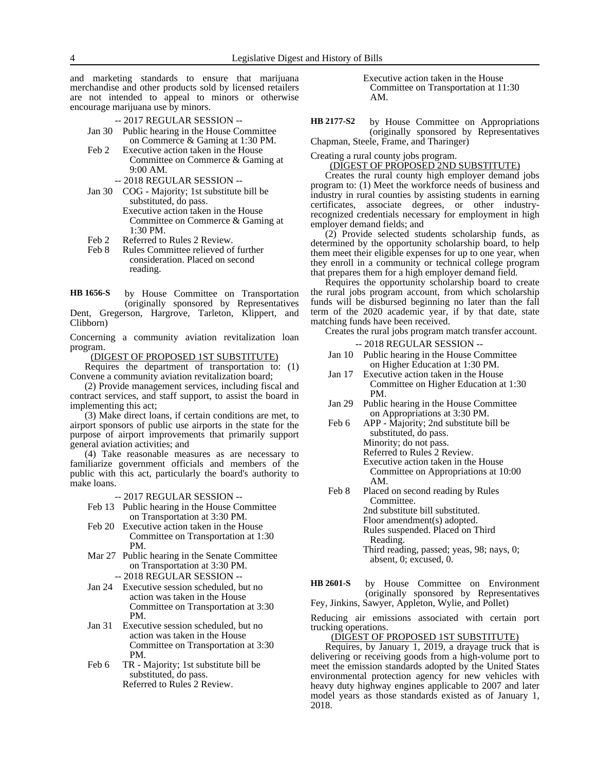and marketing standards to ensure that marijuana merchandise and other products sold by licensed retailers are not intended to appeal to minors or otherwise encourage marijuana use by minors.

-- 2017 REGULAR SESSION --

Jan 30 Public hearing in the House Committee on Commerce & Gaming at 1:30 PM.

Feb 2 Executive action taken in the House Committee on Commerce & Gaming at 9:00 AM.

-- 2018 REGULAR SESSION --

Jan 30 COG - Majority; 1st substitute bill be substituted, do pass.
Executive action taken in the House Committee on Commerce & Gaming at 1:30 PM.

Feb 2 Referred to Rules 2 Review.

Feb 8 Rules Committee relieved of further consideration. Placed on second reading.

**HB 1656-S** by House Committee on Transportation (originally sponsored by Representatives Dent, Gregerson, Hargrove, Tarleton, Klippert, and Clibborn)

Concerning a community aviation revitalization loan program.

(DIGEST OF PROPOSED 1ST SUBSTITUTE)

Requires the department of transportation to: (1) Convene a community aviation revitalization board;

(2) Provide management services, including fiscal and contract services, and staff support, to assist the board in implementing this act;

(3) Make direct loans, if certain conditions are met, to airport sponsors of public use airports in the state for the purpose of airport improvements that primarily support general aviation activities; and

(4) Take reasonable measures as are necessary to familiarize government officials and members of the public with this act, particularly the board's authority to make loans.

-- 2017 REGULAR SESSION --

Feb 13 Public hearing in the House Committee on Transportation at 3:30 PM.

Feb 20 Executive action taken in the House Committee on Transportation at 1:30 PM.

Mar 27 Public hearing in the Senate Committee on Transportation at 3:30 PM.

-- 2018 REGULAR SESSION --

Jan 24 Executive session scheduled, but no action was taken in the House Committee on Transportation at 3:30 PM.

Jan 31 Executive session scheduled, but no action was taken in the House Committee on Transportation at 3:30 PM.

Feb 6 TR - Majority; 1st substitute bill be substituted, do pass.
Referred to Rules 2 Review.
Executive action taken in the House Committee on Transportation at 11:30 AM.

**HB 2177-S2** by House Committee on Appropriations (originally sponsored by Representatives Chapman, Steele, Frame, and Tharinger)

Creating a rural county jobs program.

(DIGEST OF PROPOSED 2ND SUBSTITUTE)

Creates the rural county high employer demand jobs program to: (1) Meet the workforce needs of business and industry in rural counties by assisting students in earning certificates, associate degrees, or other industry-recognized credentials necessary for employment in high employer demand fields; and

(2) Provide selected students scholarship funds, as determined by the opportunity scholarship board, to help them meet their eligible expenses for up to one year, when they enroll in a community or technical college program that prepares them for a high employer demand field.

Requires the opportunity scholarship board to create the rural jobs program account, from which scholarship funds will be disbursed beginning no later than the fall term of the 2020 academic year, if by that date, state matching funds have been received.

Creates the rural jobs program match transfer account.

-- 2018 REGULAR SESSION --

Jan 10 Public hearing in the House Committee on Higher Education at 1:30 PM.

Jan 17 Executive action taken in the House Committee on Higher Education at 1:30 PM.

Jan 29 Public hearing in the House Committee on Appropriations at 3:30 PM.

Feb 6 APP - Majority; 2nd substitute bill be substituted, do pass.
Minority; do not pass.
Referred to Rules 2 Review.
Executive action taken in the House Committee on Appropriations at 10:00 AM.

Feb 8 Placed on second reading by Rules Committee.
2nd substitute bill substituted.
Floor amendment(s) adopted.
Rules suspended. Placed on Third Reading.
Third reading, passed; yeas, 98; nays, 0; absent, 0; excused, 0.

**HB 2601-S** by House Committee on Environment (originally sponsored by Representatives Fey, Jinkins, Sawyer, Appleton, Wylie, and Pollet)

Reducing air emissions associated with certain port trucking operations.

(DIGEST OF PROPOSED 1ST SUBSTITUTE)

Requires, by January 1, 2019, a drayage truck that is delivering or receiving goods from a high-volume port to meet the emission standards adopted by the United States environmental protection agency for new vehicles with heavy duty highway engines applicable to 2007 and later model years as those standards existed as of January 1, 2018.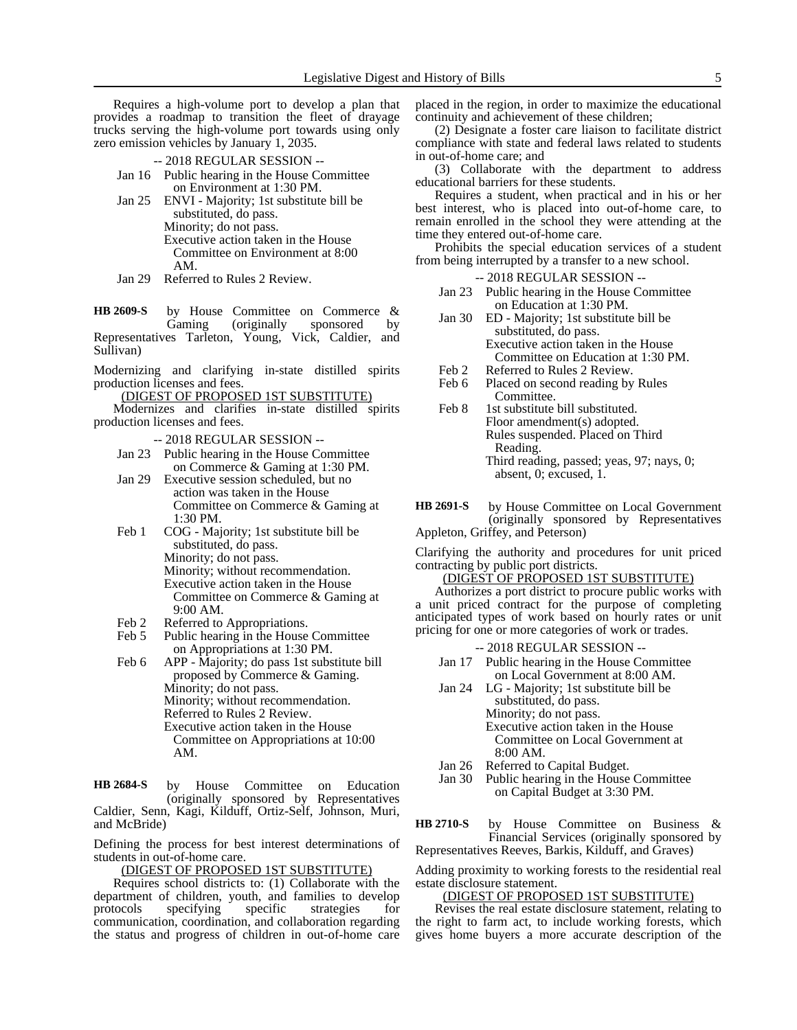Requires a high-volume port to develop a plan that provides a roadmap to transition the fleet of drayage trucks serving the high-volume port towards using only zero emission vehicles by January 1, 2035.

-- 2018 REGULAR SESSION --

Jan 16 Public hearing in the House Committee on Environment at 1:30 PM.

Jan 25 ENVI - Majority; 1st substitute bill be substituted, do pass.
Minority; do not pass.
Executive action taken in the House Committee on Environment at 8:00 AM.

Jan 29 Referred to Rules 2 Review.

**HB 2609-S** by House Committee on Commerce & Gaming (originally sponsored by Representatives Tarleton, Young, Vick, Caldier, and Sullivan)

Modernizing and clarifying in-state distilled spirits production licenses and fees.

(DIGEST OF PROPOSED 1ST SUBSTITUTE)

Modernizes and clarifies in-state distilled spirits production licenses and fees.

-- 2018 REGULAR SESSION --

Jan 23 Public hearing in the House Committee on Commerce & Gaming at 1:30 PM.

Jan 29 Executive session scheduled, but no action was taken in the House Committee on Commerce & Gaming at 1:30 PM.

Feb 1 COG - Majority; 1st substitute bill be substituted, do pass.
Minority; do not pass.
Minority; without recommendation.
Executive action taken in the House Committee on Commerce & Gaming at 9:00 AM.

Feb 2 Referred to Appropriations.

Feb 5 Public hearing in the House Committee on Appropriations at 1:30 PM.

Feb 6 APP - Majority; do pass 1st substitute bill proposed by Commerce & Gaming.
Minority; do not pass.
Minority; without recommendation.
Referred to Rules 2 Review.
Executive action taken in the House Committee on Appropriations at 10:00 AM.

**HB 2684-S** by House Committee on Education (originally sponsored by Representatives Caldier, Senn, Kagi, Kilduff, Ortiz-Self, Johnson, Muri, and McBride)

Defining the process for best interest determinations of students in out-of-home care.

(DIGEST OF PROPOSED 1ST SUBSTITUTE)

Requires school districts to: (1) Collaborate with the department of children, youth, and families to develop protocols specifying specific strategies for communication, coordination, and collaboration regarding the status and progress of children in out-of-home care placed in the region, in order to maximize the educational continuity and achievement of these children;

(2) Designate a foster care liaison to facilitate district compliance with state and federal laws related to students in out-of-home care; and

(3) Collaborate with the department to address educational barriers for these students.

Requires a student, when practical and in his or her best interest, who is placed into out-of-home care, to remain enrolled in the school they were attending at the time they entered out-of-home care.

Prohibits the special education services of a student from being interrupted by a transfer to a new school.

-- 2018 REGULAR SESSION --

Jan 23 Public hearing in the House Committee on Education at 1:30 PM.

Jan 30 ED - Majority; 1st substitute bill be substituted, do pass.
Executive action taken in the House Committee on Education at 1:30 PM.

Feb 2 Referred to Rules 2 Review.

Feb 6 Placed on second reading by Rules Committee.

Feb 8 1st substitute bill substituted.
Floor amendment(s) adopted.
Rules suspended. Placed on Third Reading.
Third reading, passed; yeas, 97; nays, 0; absent, 0; excused, 1.

**HB 2691-S** by House Committee on Local Government (originally sponsored by Representatives Appleton, Griffey, and Peterson)

Clarifying the authority and procedures for unit priced contracting by public port districts.

(DIGEST OF PROPOSED 1ST SUBSTITUTE)

Authorizes a port district to procure public works with a unit priced contract for the purpose of completing anticipated types of work based on hourly rates or unit pricing for one or more categories of work or trades.

-- 2018 REGULAR SESSION --

Jan 17 Public hearing in the House Committee on Local Government at 8:00 AM.

Jan 24 LG - Majority; 1st substitute bill be substituted, do pass.
Minority; do not pass.
Executive action taken in the House Committee on Local Government at 8:00 AM.

Jan 26 Referred to Capital Budget.

Jan 30 Public hearing in the House Committee on Capital Budget at 3:30 PM.

**HB 2710-S** by House Committee on Business & Financial Services (originally sponsored by Representatives Reeves, Barkis, Kilduff, and Graves)

Adding proximity to working forests to the residential real estate disclosure statement.

(DIGEST OF PROPOSED 1ST SUBSTITUTE)

Revises the real estate disclosure statement, relating to the right to farm act, to include working forests, which gives home buyers a more accurate description of the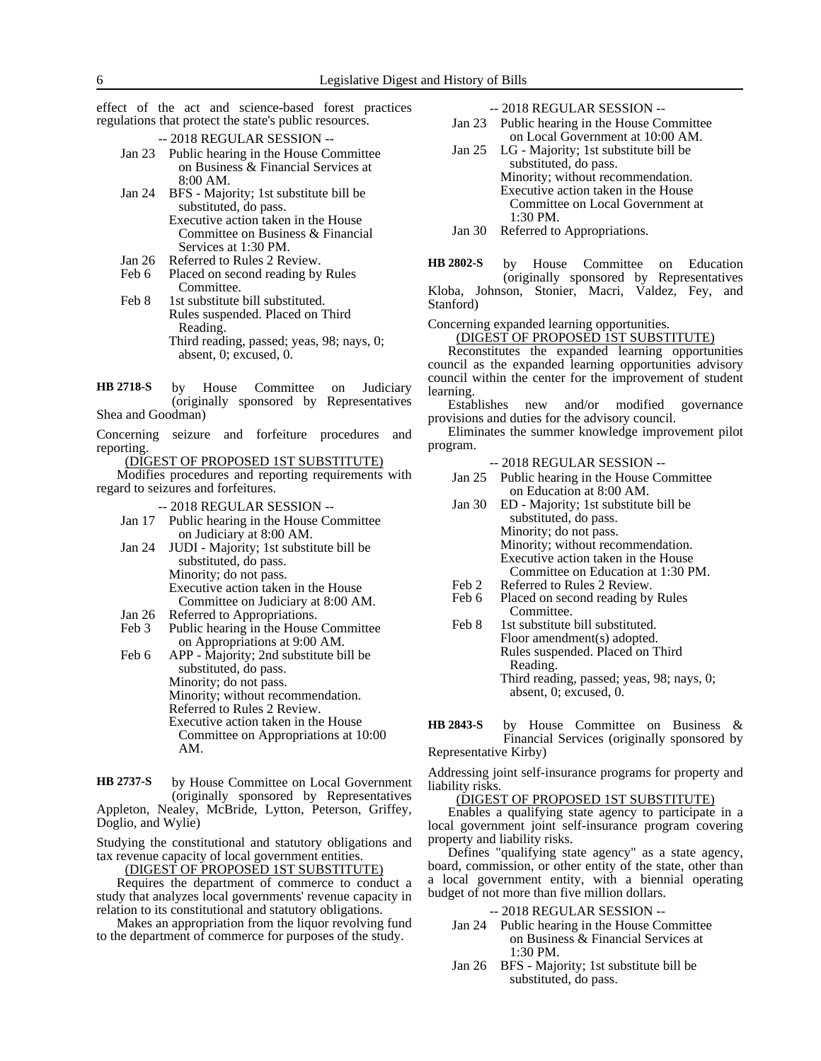effect of the act and science-based forest practices regulations that protect the state's public resources.

-- 2018 REGULAR SESSION --

Jan 23 Public hearing in the House Committee on Business & Financial Services at 8:00 AM.

Jan 24 BFS - Majority; 1st substitute bill be substituted, do pass.
Executive action taken in the House Committee on Business & Financial Services at 1:30 PM.

Jan 26 Referred to Rules 2 Review.

Feb 6 Placed on second reading by Rules Committee.

Feb 8 1st substitute bill substituted.
Rules suspended. Placed on Third Reading.
Third reading, passed; yeas, 98; nays, 0; absent, 0; excused, 0.

**HB 2718-S** by House Committee on Judiciary (originally sponsored by Representatives Shea and Goodman)

Concerning seizure and forfeiture procedures and reporting.

(DIGEST OF PROPOSED 1ST SUBSTITUTE)

Modifies procedures and reporting requirements with regard to seizures and forfeitures.

-- 2018 REGULAR SESSION --

Jan 17 Public hearing in the House Committee on Judiciary at 8:00 AM.

Jan 24 JUDI - Majority; 1st substitute bill be substituted, do pass.
Minority; do not pass.
Executive action taken in the House Committee on Judiciary at 8:00 AM.

Jan 26 Referred to Appropriations.

Feb 3 Public hearing in the House Committee on Appropriations at 9:00 AM.

Feb 6 APP - Majority; 2nd substitute bill be substituted, do pass.
Minority; do not pass.
Minority; without recommendation.
Referred to Rules 2 Review.
Executive action taken in the House Committee on Appropriations at 10:00 AM.

**HB 2737-S** by House Committee on Local Government (originally sponsored by Representatives Appleton, Nealey, McBride, Lytton, Peterson, Griffey, Doglio, and Wylie)

Studying the constitutional and statutory obligations and tax revenue capacity of local government entities.

(DIGEST OF PROPOSED 1ST SUBSTITUTE)

Requires the department of commerce to conduct a study that analyzes local governments' revenue capacity in relation to its constitutional and statutory obligations.

Makes an appropriation from the liquor revolving fund to the department of commerce for purposes of the study.

-- 2018 REGULAR SESSION --

Jan 23 Public hearing in the House Committee on Local Government at 10:00 AM.

Jan 25 LG - Majority; 1st substitute bill be substituted, do pass.
Minority; without recommendation.
Executive action taken in the House Committee on Local Government at 1:30 PM.

Jan 30 Referred to Appropriations.

**HB 2802-S** by House Committee on Education (originally sponsored by Representatives Kloba, Johnson, Stonier, Macri, Valdez, Fey, and Stanford)

Concerning expanded learning opportunities.

(DIGEST OF PROPOSED 1ST SUBSTITUTE)

Reconstitutes the expanded learning opportunities council as the expanded learning opportunities advisory council within the center for the improvement of student learning.

Establishes new and/or modified governance provisions and duties for the advisory council.

Eliminates the summer knowledge improvement pilot program.

-- 2018 REGULAR SESSION --

Jan 25 Public hearing in the House Committee on Education at 8:00 AM.

Jan 30 ED - Majority; 1st substitute bill be substituted, do pass.
Minority; do not pass.
Minority; without recommendation.
Executive action taken in the House Committee on Education at 1:30 PM.

Feb 2 Referred to Rules 2 Review.

Feb 6 Placed on second reading by Rules Committee.

Feb 8 1st substitute bill substituted.
Floor amendment(s) adopted.
Rules suspended. Placed on Third Reading.
Third reading, passed; yeas, 98; nays, 0; absent, 0; excused, 0.

**HB 2843-S** by House Committee on Business & Financial Services (originally sponsored by Representative Kirby)

Addressing joint self-insurance programs for property and liability risks.

(DIGEST OF PROPOSED 1ST SUBSTITUTE)

Enables a qualifying state agency to participate in a local government joint self-insurance program covering property and liability risks.

Defines "qualifying state agency" as a state agency, board, commission, or other entity of the state, other than a local government entity, with a biennial operating budget of not more than five million dollars.

-- 2018 REGULAR SESSION --

Jan 24 Public hearing in the House Committee on Business & Financial Services at 1:30 PM.

Jan 26 BFS - Majority; 1st substitute bill be substituted, do pass.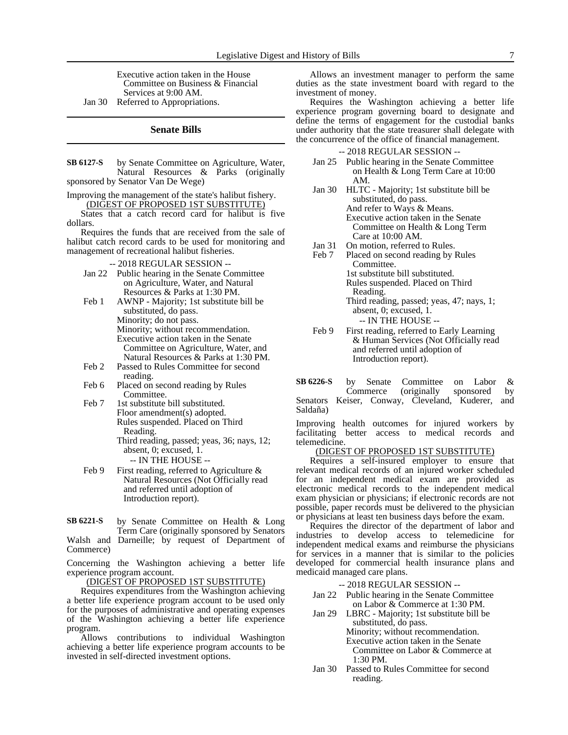Executive action taken in the House Committee on Business & Financial Services at 9:00 AM.

Jan 30 Referred to Appropriations.

## Senate Bills

**SB 6127-S** by Senate Committee on Agriculture, Water, Natural Resources & Parks (originally sponsored by Senator Van De Wege)

Improving the management of the state's halibut fishery.

(DIGEST OF PROPOSED 1ST SUBSTITUTE)

States that a catch record card for halibut is five dollars.

Requires the funds that are received from the sale of halibut catch record cards to be used for monitoring and management of recreational halibut fisheries.

-- 2018 REGULAR SESSION --

Jan 22 Public hearing in the Senate Committee on Agriculture, Water, and Natural Resources & Parks at 1:30 PM.

Feb 1 AWNP - Majority; 1st substitute bill be substituted, do pass.
Minority; do not pass.
Minority; without recommendation.
Executive action taken in the Senate Committee on Agriculture, Water, and Natural Resources & Parks at 1:30 PM.

Feb 2 Passed to Rules Committee for second reading.

Feb 6 Placed on second reading by Rules Committee.

Feb 7 1st substitute bill substituted.
Floor amendment(s) adopted.
Rules suspended. Placed on Third Reading.
Third reading, passed; yeas, 36; nays, 12; absent, 0; excused, 1.

-- IN THE HOUSE --

Feb 9 First reading, referred to Agriculture & Natural Resources (Not Officially read and referred until adoption of Introduction report).

**SB 6221-S** by Senate Committee on Health & Long Term Care (originally sponsored by Senators Walsh and Darneille; by request of Department of Commerce)

Concerning the Washington achieving a better life experience program account.

(DIGEST OF PROPOSED 1ST SUBSTITUTE)

Requires expenditures from the Washington achieving a better life experience program account to be used only for the purposes of administrative and operating expenses of the Washington achieving a better life experience program.

Allows contributions to individual Washington achieving a better life experience program accounts to be invested in self-directed investment options.

Allows an investment manager to perform the same duties as the state investment board with regard to the investment of money.

Requires the Washington achieving a better life experience program governing board to designate and define the terms of engagement for the custodial banks under authority that the state treasurer shall delegate with the concurrence of the office of financial management.

-- 2018 REGULAR SESSION --

Jan 25 Public hearing in the Senate Committee on Health & Long Term Care at 10:00 AM.

Jan 30 HLTC - Majority; 1st substitute bill be substituted, do pass.
And refer to Ways & Means.
Executive action taken in the Senate Committee on Health & Long Term Care at 10:00 AM.

Jan 31 On motion, referred to Rules.

Feb 7 Placed on second reading by Rules Committee.
1st substitute bill substituted.
Rules suspended. Placed on Third Reading.
Third reading, passed; yeas, 47; nays, 1; absent, 0; excused, 1.

-- IN THE HOUSE --

Feb 9 First reading, referred to Early Learning & Human Services (Not Officially read and referred until adoption of Introduction report).

**SB 6226-S** by Senate Committee on Labor & Commerce (originally sponsored by Senators Keiser, Conway, Cleveland, Kuderer, and Saldaña)

Improving health outcomes for injured workers by facilitating better access to medical records and telemedicine.

(DIGEST OF PROPOSED 1ST SUBSTITUTE)

Requires a self-insured employer to ensure that relevant medical records of an injured worker scheduled for an independent medical exam are provided as electronic medical records to the independent medical exam physician or physicians; if electronic records are not possible, paper records must be delivered to the physician or physicians at least ten business days before the exam.

Requires the director of the department of labor and industries to develop access to telemedicine for independent medical exams and reimburse the physicians for services in a manner that is similar to the policies developed for commercial health insurance plans and medicaid managed care plans.

-- 2018 REGULAR SESSION --

Jan 22 Public hearing in the Senate Committee on Labor & Commerce at 1:30 PM.

Jan 29 LBRC - Majority; 1st substitute bill be substituted, do pass.
Minority; without recommendation.
Executive action taken in the Senate Committee on Labor & Commerce at 1:30 PM.

Jan 30 Passed to Rules Committee for second reading.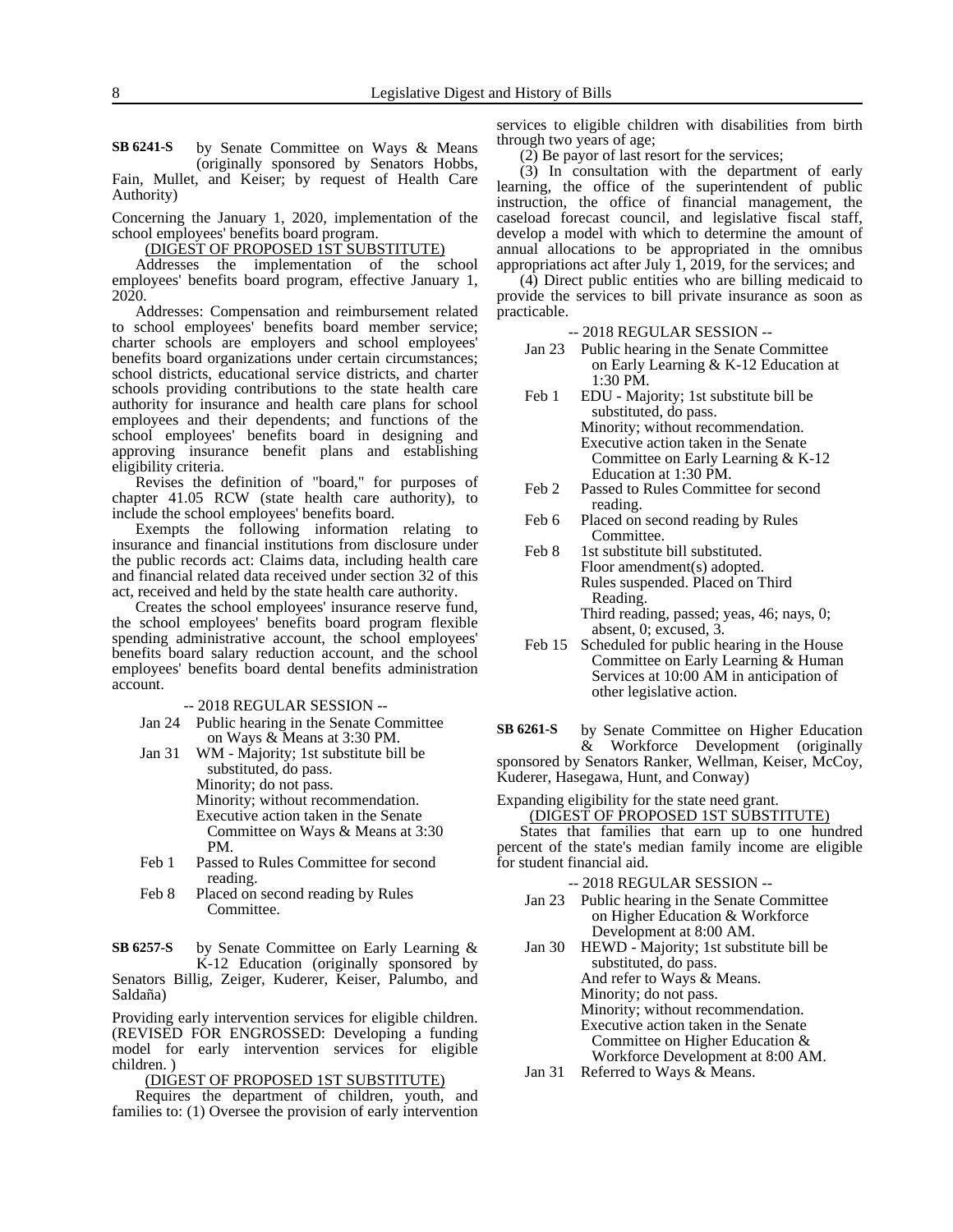**SB 6241-S** by Senate Committee on Ways & Means (originally sponsored by Senators Hobbs, Fain, Mullet, and Keiser; by request of Health Care Authority)

Concerning the January 1, 2020, implementation of the school employees' benefits board program.

(DIGEST OF PROPOSED 1ST SUBSTITUTE)

Addresses the implementation of the school employees' benefits board program, effective January 1, 2020.

Addresses: Compensation and reimbursement related to school employees' benefits board member service; charter schools are employers and school employees' benefits board organizations under certain circumstances; school districts, educational service districts, and charter schools providing contributions to the state health care authority for insurance and health care plans for school employees and their dependents; and functions of the school employees' benefits board in designing and approving insurance benefit plans and establishing eligibility criteria.

Revises the definition of "board," for purposes of chapter 41.05 RCW (state health care authority), to include the school employees' benefits board.

Exempts the following information relating to insurance and financial institutions from disclosure under the public records act: Claims data, including health care and financial related data received under section 32 of this act, received and held by the state health care authority.

Creates the school employees' insurance reserve fund, the school employees' benefits board program flexible spending administrative account, the school employees' benefits board salary reduction account, and the school employees' benefits board dental benefits administration account.

-- 2018 REGULAR SESSION --

- Jan 24 Public hearing in the Senate Committee on Ways & Means at 3:30 PM.
- Jan 31 WM - Majority; 1st substitute bill be substituted, do pass.
  Minority; do not pass.
  Minority; without recommendation.
  Executive action taken in the Senate Committee on Ways & Means at 3:30 PM.
- Feb 1 Passed to Rules Committee for second reading.
- Feb 8 Placed on second reading by Rules Committee.

**SB 6257-S** by Senate Committee on Early Learning & K-12 Education (originally sponsored by Senators Billig, Zeiger, Kuderer, Keiser, Palumbo, and Saldaña)

Providing early intervention services for eligible children. (REVISED FOR ENGROSSED: Developing a funding model for early intervention services for eligible children. )

(DIGEST OF PROPOSED 1ST SUBSTITUTE)

Requires the department of children, youth, and families to: (1) Oversee the provision of early intervention services to eligible children with disabilities from birth through two years of age;

(2) Be payor of last resort for the services;

(3) In consultation with the department of early learning, the office of the superintendent of public instruction, the office of financial management, the caseload forecast council, and legislative fiscal staff, develop a model with which to determine the amount of annual allocations to be appropriated in the omnibus appropriations act after July 1, 2019, for the services; and

(4) Direct public entities who are billing medicaid to provide the services to bill private insurance as soon as practicable.

-- 2018 REGULAR SESSION --

- Jan 23 Public hearing in the Senate Committee on Early Learning & K-12 Education at 1:30 PM.
- Feb 1 EDU - Majority; 1st substitute bill be substituted, do pass.
  Minority; without recommendation.
  Executive action taken in the Senate Committee on Early Learning & K-12 Education at 1:30 PM.
- Feb 2 Passed to Rules Committee for second reading.
- Feb 6 Placed on second reading by Rules Committee.
- Feb 8 1st substitute bill substituted.
  Floor amendment(s) adopted.
  Rules suspended. Placed on Third Reading.
  Third reading, passed; yeas, 46; nays, 0; absent, 0; excused, 3.
- Feb 15 Scheduled for public hearing in the House Committee on Early Learning & Human Services at 10:00 AM in anticipation of other legislative action.

**SB 6261-S** by Senate Committee on Higher Education & Workforce Development (originally sponsored by Senators Ranker, Wellman, Keiser, McCoy, Kuderer, Hasegawa, Hunt, and Conway)

Expanding eligibility for the state need grant.

(DIGEST OF PROPOSED 1ST SUBSTITUTE)

States that families that earn up to one hundred percent of the state's median family income are eligible for student financial aid.

-- 2018 REGULAR SESSION --

- Jan 23 Public hearing in the Senate Committee on Higher Education & Workforce Development at 8:00 AM.
- Jan 30 HEWD - Majority; 1st substitute bill be substituted, do pass.
  And refer to Ways & Means.
  Minority; do not pass.
  Minority; without recommendation.
  Executive action taken in the Senate Committee on Higher Education & Workforce Development at 8:00 AM.
- Jan 31 Referred to Ways & Means.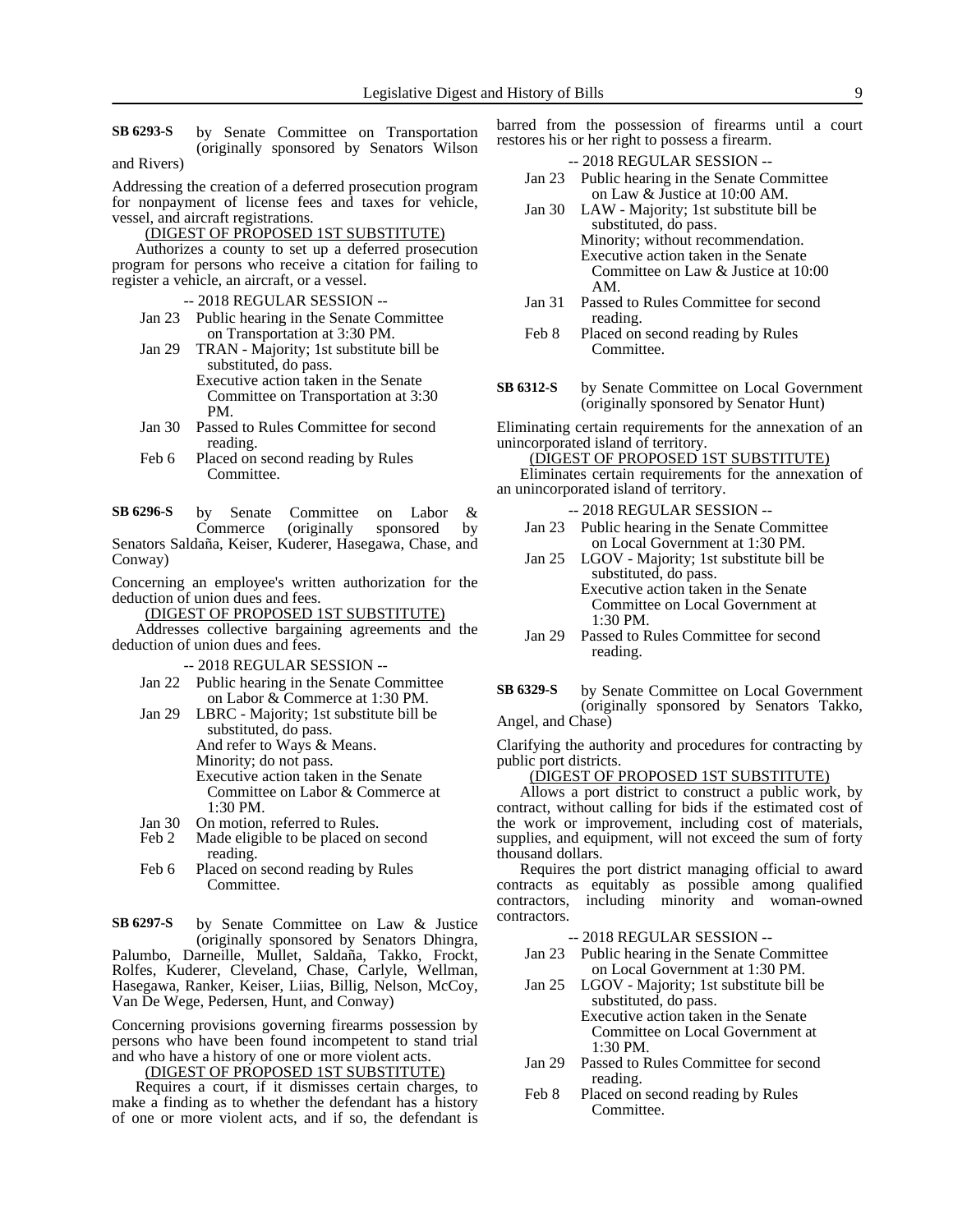**SB 6293-S** by Senate Committee on Transportation (originally sponsored by Senators Wilson and Rivers)

Addressing the creation of a deferred prosecution program for nonpayment of license fees and taxes for vehicle, vessel, and aircraft registrations.

(DIGEST OF PROPOSED 1ST SUBSTITUTE)

Authorizes a county to set up a deferred prosecution program for persons who receive a citation for failing to register a vehicle, an aircraft, or a vessel.

-- 2018 REGULAR SESSION --

Jan 23 Public hearing in the Senate Committee on Transportation at 3:30 PM.

Jan 29 TRAN - Majority; 1st substitute bill be substituted, do pass.
Executive action taken in the Senate Committee on Transportation at 3:30 PM.

Jan 30 Passed to Rules Committee for second reading.

Feb 6 Placed on second reading by Rules Committee.

**SB 6296-S** by Senate Committee on Labor & Commerce (originally sponsored by Senators Saldaña, Keiser, Kuderer, Hasegawa, Chase, and Conway)

Concerning an employee's written authorization for the deduction of union dues and fees.

(DIGEST OF PROPOSED 1ST SUBSTITUTE)

Addresses collective bargaining agreements and the deduction of union dues and fees.

-- 2018 REGULAR SESSION --

Jan 22 Public hearing in the Senate Committee on Labor & Commerce at 1:30 PM.

Jan 29 LBRC - Majority; 1st substitute bill be substituted, do pass.
And refer to Ways & Means.
Minority; do not pass.
Executive action taken in the Senate Committee on Labor & Commerce at 1:30 PM.

Jan 30 On motion, referred to Rules.

Feb 2 Made eligible to be placed on second reading.

Feb 6 Placed on second reading by Rules Committee.

**SB 6297-S** by Senate Committee on Law & Justice (originally sponsored by Senators Dhingra, Palumbo, Darneille, Mullet, Saldaña, Takko, Frockt, Rolfes, Kuderer, Cleveland, Chase, Carlyle, Wellman, Hasegawa, Ranker, Keiser, Liias, Billig, Nelson, McCoy, Van De Wege, Pedersen, Hunt, and Conway)

Concerning provisions governing firearms possession by persons who have been found incompetent to stand trial and who have a history of one or more violent acts.

(DIGEST OF PROPOSED 1ST SUBSTITUTE)

Requires a court, if it dismisses certain charges, to make a finding as to whether the defendant has a history of one or more violent acts, and if so, the defendant is barred from the possession of firearms until a court restores his or her right to possess a firearm.

-- 2018 REGULAR SESSION --

Jan 23 Public hearing in the Senate Committee on Law & Justice at 10:00 AM.

Jan 30 LAW - Majority; 1st substitute bill be substituted, do pass.
Minority; without recommendation.
Executive action taken in the Senate Committee on Law & Justice at 10:00 AM.

Jan 31 Passed to Rules Committee for second reading.

Feb 8 Placed on second reading by Rules Committee.

**SB 6312-S** by Senate Committee on Local Government (originally sponsored by Senator Hunt)

Eliminating certain requirements for the annexation of an unincorporated island of territory.

(DIGEST OF PROPOSED 1ST SUBSTITUTE)

Eliminates certain requirements for the annexation of an unincorporated island of territory.

-- 2018 REGULAR SESSION --

Jan 23 Public hearing in the Senate Committee on Local Government at 1:30 PM.

Jan 25 LGOV - Majority; 1st substitute bill be substituted, do pass.
Executive action taken in the Senate Committee on Local Government at 1:30 PM.

Jan 29 Passed to Rules Committee for second reading.

**SB 6329-S** by Senate Committee on Local Government (originally sponsored by Senators Takko, Angel, and Chase)

Clarifying the authority and procedures for contracting by public port districts.

(DIGEST OF PROPOSED 1ST SUBSTITUTE)

Allows a port district to construct a public work, by contract, without calling for bids if the estimated cost of the work or improvement, including cost of materials, supplies, and equipment, will not exceed the sum of forty thousand dollars.

Requires the port district managing official to award contracts as equitably as possible among qualified contractors, including minority and woman-owned contractors.

-- 2018 REGULAR SESSION --

Jan 23 Public hearing in the Senate Committee on Local Government at 1:30 PM.

Jan 25 LGOV - Majority; 1st substitute bill be substituted, do pass.
Executive action taken in the Senate Committee on Local Government at 1:30 PM.

Jan 29 Passed to Rules Committee for second reading.

Feb 8 Placed on second reading by Rules Committee.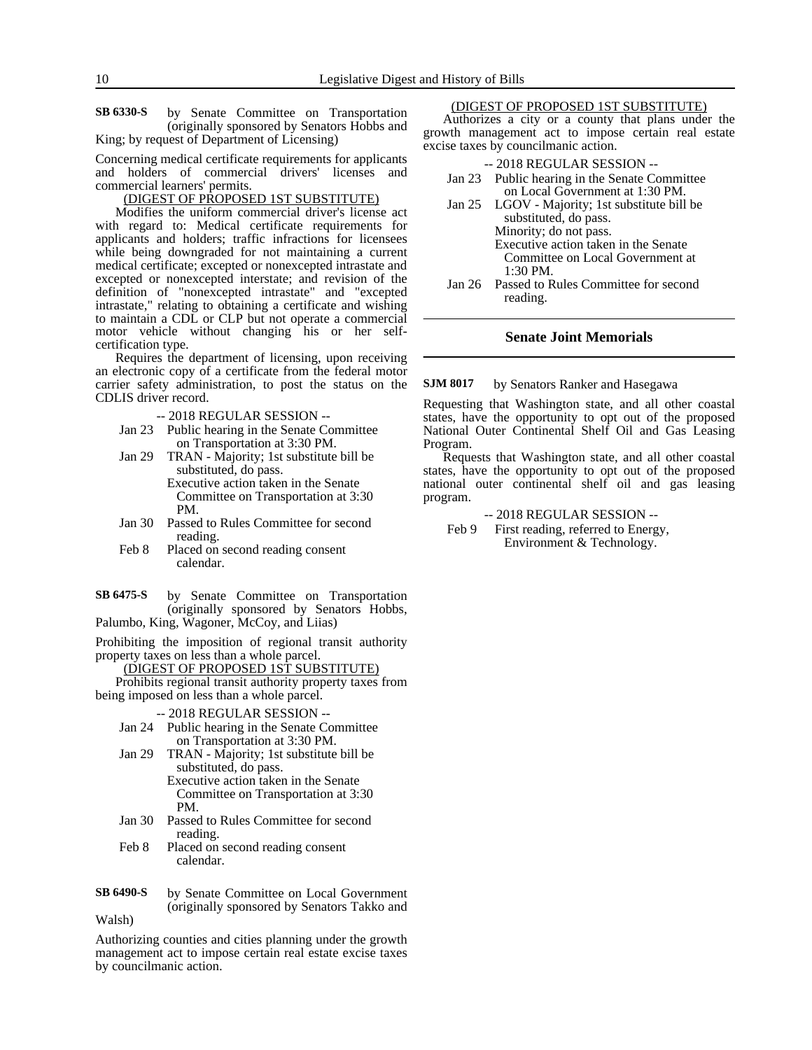**SB 6330-S** by Senate Committee on Transportation (originally sponsored by Senators Hobbs and King; by request of Department of Licensing)

Concerning medical certificate requirements for applicants and holders of commercial drivers' licenses and commercial learners' permits.

(DIGEST OF PROPOSED 1ST SUBSTITUTE)

Modifies the uniform commercial driver's license act with regard to: Medical certificate requirements for applicants and holders; traffic infractions for licensees while being downgraded for not maintaining a current medical certificate; excepted or nonexcepted intrastate and excepted or nonexcepted interstate; and revision of the definition of "nonexcepted intrastate" and "excepted intrastate," relating to obtaining a certificate and wishing to maintain a CDL or CLP but not operate a commercial motor vehicle without changing his or her self-certification type.

Requires the department of licensing, upon receiving an electronic copy of a certificate from the federal motor carrier safety administration, to post the status on the CDLIS driver record.

-- 2018 REGULAR SESSION --

- Jan 23 Public hearing in the Senate Committee on Transportation at 3:30 PM.
- Jan 29 TRAN - Majority; 1st substitute bill be substituted, do pass. Executive action taken in the Senate Committee on Transportation at 3:30 PM.
- Jan 30 Passed to Rules Committee for second reading.
- Feb 8 Placed on second reading consent calendar.

**SB 6475-S** by Senate Committee on Transportation (originally sponsored by Senators Hobbs, Palumbo, King, Wagoner, McCoy, and Liias)

Prohibiting the imposition of regional transit authority property taxes on less than a whole parcel.

(DIGEST OF PROPOSED 1ST SUBSTITUTE)

Prohibits regional transit authority property taxes from being imposed on less than a whole parcel.

-- 2018 REGULAR SESSION --

- Jan 24 Public hearing in the Senate Committee on Transportation at 3:30 PM.
- Jan 29 TRAN - Majority; 1st substitute bill be substituted, do pass. Executive action taken in the Senate Committee on Transportation at 3:30 PM.
- Jan 30 Passed to Rules Committee for second reading.
- Feb 8 Placed on second reading consent calendar.

**SB 6490-S** by Senate Committee on Local Government (originally sponsored by Senators Takko and Walsh)

Authorizing counties and cities planning under the growth management act to impose certain real estate excise taxes by councilmanic action.

(DIGEST OF PROPOSED 1ST SUBSTITUTE)

Authorizes a city or a county that plans under the growth management act to impose certain real estate excise taxes by councilmanic action.

-- 2018 REGULAR SESSION --

- Jan 23 Public hearing in the Senate Committee on Local Government at 1:30 PM.
- Jan 25 LGOV - Majority; 1st substitute bill be substituted, do pass. Minority; do not pass. Executive action taken in the Senate Committee on Local Government at 1:30 PM.
- Jan 26 Passed to Rules Committee for second reading.

## Senate Joint Memorials

**SJM 8017** by Senators Ranker and Hasegawa

Requesting that Washington state, and all other coastal states, have the opportunity to opt out of the proposed National Outer Continental Shelf Oil and Gas Leasing Program.

Requests that Washington state, and all other coastal states, have the opportunity to opt out of the proposed national outer continental shelf oil and gas leasing program.

-- 2018 REGULAR SESSION --

- Feb 9 First reading, referred to Energy, Environment & Technology.